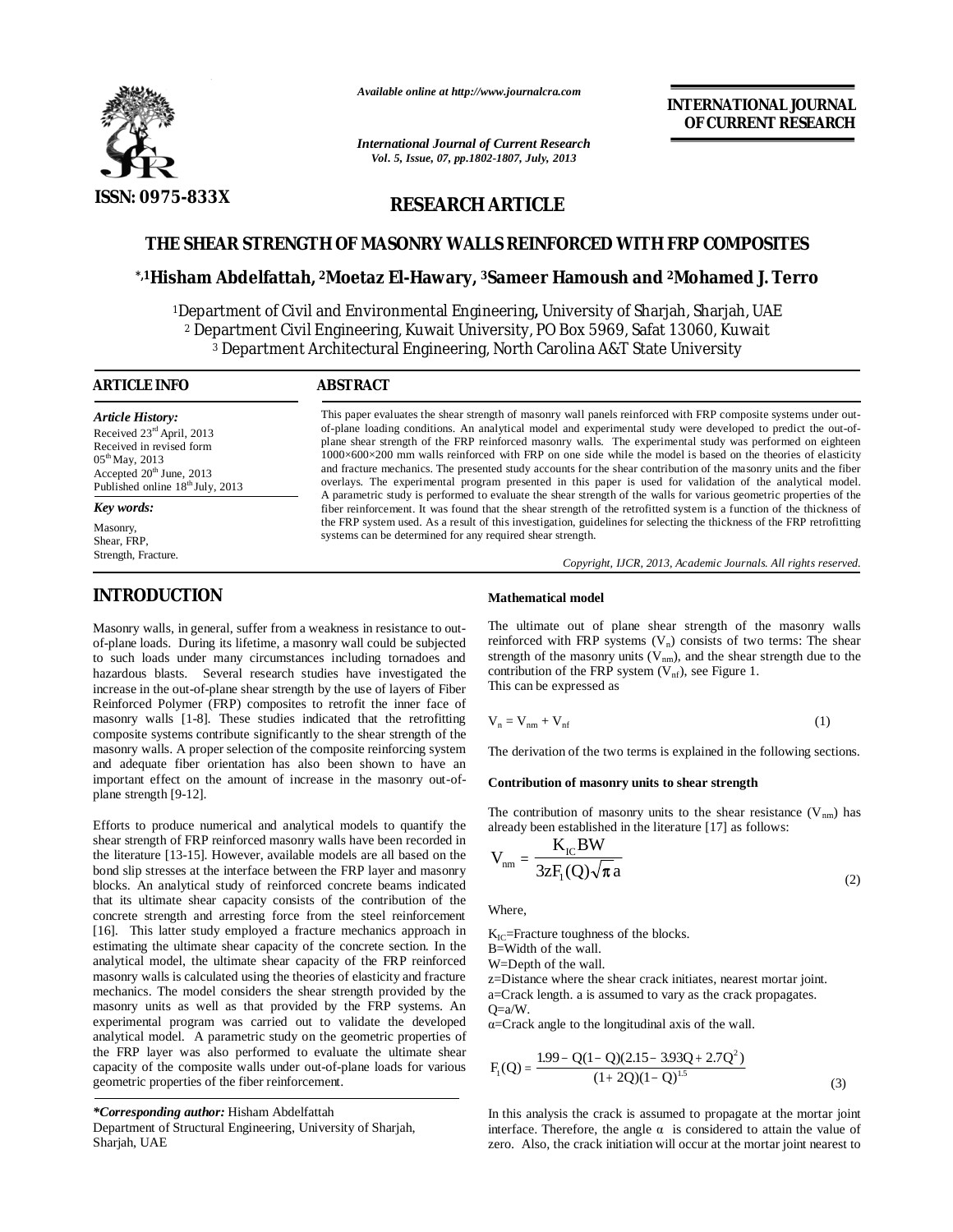**RESEARCH ARTICLE**

# THE SHEAR STRENGTH OF MASONRY WALLS REINFORCED WITH FRP COMPOSITES

**\*,[1]Hisham Abdelfattah, [2]Moetaz El-Hawary, [3]Sameer Hamoush and [2]Mohamed J. Terro**

[1]Department of Civil and Environmental Engineering, University of Sharjah, Sharjah, UAE
[2] Department Civil Engineering, Kuwait University, PO Box 5969, Safat 13060, Kuwait
[3] Department Architectural Engineering, North Carolina A&T State University

## ARTICLE INFO

*Article History:*
Received 23rd April, 2013
Received in revised form 05th May, 2013
Accepted 20th June, 2013
Published online 18th July, 2013

*Key words:*
Masonry,
Shear, FRP,
Strength, Fracture.

## ABSTRACT

This paper evaluates the shear strength of masonry wall panels reinforced with FRP composite systems under out-of-plane loading conditions. An analytical model and experimental study were developed to predict the out-of-plane shear strength of the FRP reinforced masonry walls. The experimental study was performed on eighteen 1000×600×200 mm walls reinforced with FRP on one side while the model is based on the theories of elasticity and fracture mechanics. The presented study accounts for the shear contribution of the masonry units and the fiber overlays. The experimental program presented in this paper is used for validation of the analytical model. A parametric study is performed to evaluate the shear strength of the walls for various geometric properties of the fiber reinforcement. It was found that the shear strength of the retrofitted system is a function of the thickness of the FRP system used. As a result of this investigation, guidelines for selecting the thickness of the FRP retrofitting systems can be determined for any required shear strength.

*Copyright, IJCR, 2013, Academic Journals. All rights reserved.*

## INTRODUCTION

Masonry walls, in general, suffer from a weakness in resistance to out-of-plane loads. During its lifetime, a masonry wall could be subjected to such loads under many circumstances including tornadoes and hazardous blasts. Several research studies have investigated the increase in the out-of-plane shear strength by the use of layers of Fiber Reinforced Polymer (FRP) composites to retrofit the inner face of masonry walls [1-8]. These studies indicated that the retrofitting composite systems contribute significantly to the shear strength of the masonry walls. A proper selection of the composite reinforcing system and adequate fiber orientation has also been shown to have an important effect on the amount of increase in the masonry out-of-plane strength [9-12].

Efforts to produce numerical and analytical models to quantify the shear strength of FRP reinforced masonry walls have been recorded in the literature [13-15]. However, available models are all based on the bond slip stresses at the interface between the FRP layer and masonry blocks. An analytical study of reinforced concrete beams indicated that its ultimate shear capacity consists of the contribution of the concrete strength and arresting force from the steel reinforcement [16]. This latter study employed a fracture mechanics approach in estimating the ultimate shear capacity of the concrete section. In the analytical model, the ultimate shear capacity of the FRP reinforced masonry walls is calculated using the theories of elasticity and fracture mechanics. The model considers the shear strength provided by the masonry units as well as that provided by the FRP systems. An experimental program was carried out to validate the developed analytical model. A parametric study on the geometric properties of the FRP layer was also performed to evaluate the ultimate shear capacity of the composite walls under out-of-plane loads for various geometric properties of the fiber reinforcement.

*\*Corresponding author:* Hisham Abdelfattah
Department of Structural Engineering, University of Sharjah, Sharjah, UAE

### Mathematical model

The ultimate out of plane shear strength of the masonry walls reinforced with FRP systems ($V_n$) consists of two terms: The shear strength of the masonry units ($V_{nm}$), and the shear strength due to the contribution of the FRP system ($V_{nf}$), see Figure 1.
This can be expressed as

$$V_n = V_{nm} + V_{nf} \tag{1}$$

The derivation of the two terms is explained in the following sections.

### Contribution of masonry units to shear strength

The contribution of masonry units to the shear resistance ($V_{nm}$) has already been established in the literature [17] as follows:

$$V_{nm} = \frac{K_{IC} BW}{3zF_1(Q)\sqrt{\pi a}} \tag{2}$$

Where,

$K_{IC}$=Fracture toughness of the blocks.
B=Width of the wall.
W=Depth of the wall.
z=Distance where the shear crack initiates, nearest mortar joint.
a=Crack length. a is assumed to vary as the crack propagates.
Q=a/W.
α=Crack angle to the longitudinal axis of the wall.

$$F_1(Q) = \frac{1.99 - Q(1-Q)(2.15 - 3.93Q + 2.7Q^2)}{(1+2Q)(1-Q)^{1.5}} \tag{3}$$

In this analysis the crack is assumed to propagate at the mortar joint interface. Therefore, the angle α is considered to attain the value of zero. Also, the crack initiation will occur at the mortar joint nearest to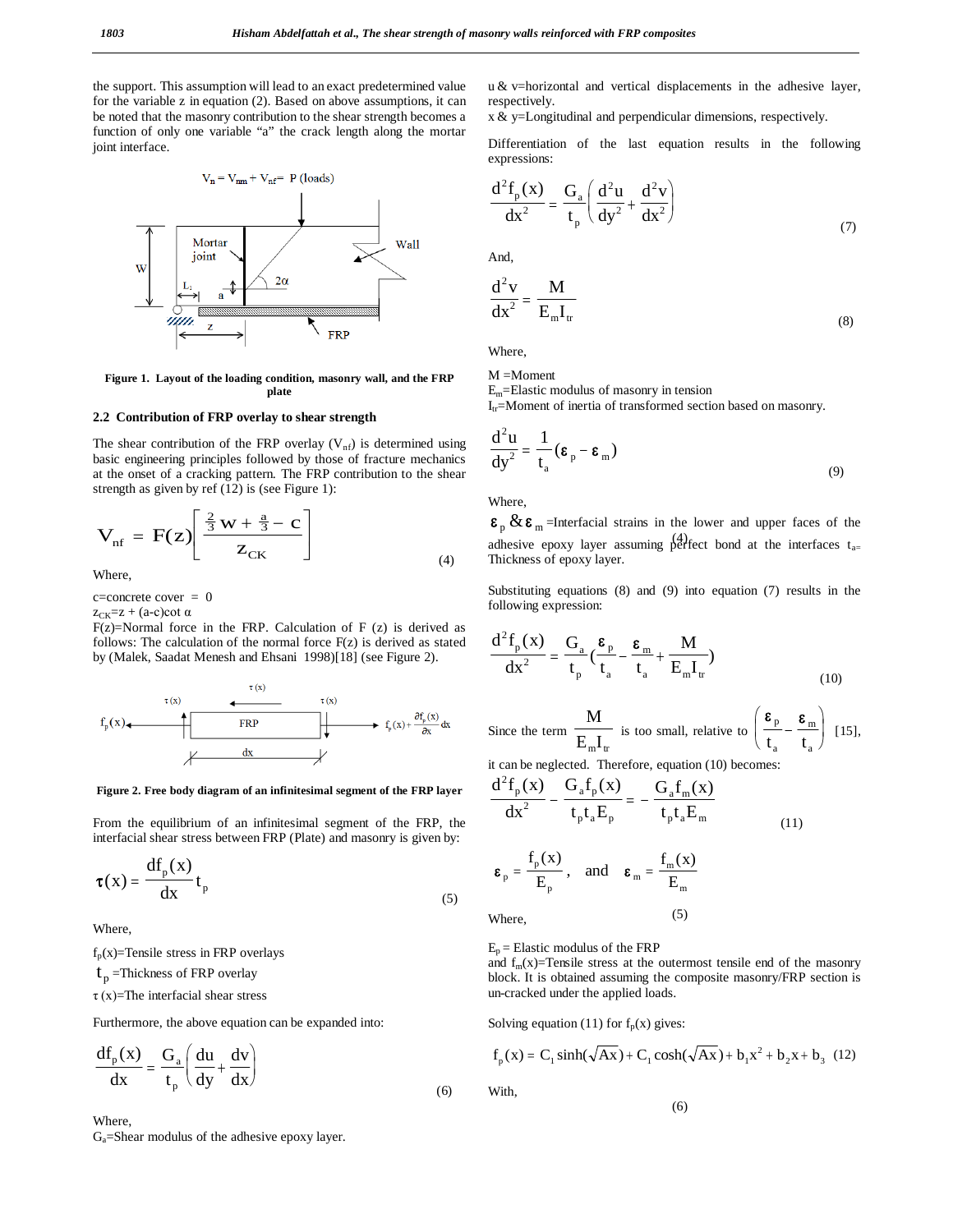the support. This assumption will lead to an exact predetermined value for the variable z in equation (2). Based on above assumptions, it can be noted that the masonry contribution to the shear strength becomes a function of only one variable "a" the crack length along the mortar joint interface.

**Figure 1. Layout of the loading condition, masonry wall, and the FRP plate**

### 2.2 Contribution of FRP overlay to shear strength

The shear contribution of the FRP overlay ($V_{nf}$) is determined using basic engineering principles followed by those of fracture mechanics at the onset of a cracking pattern. The FRP contribution to the shear strength as given by ref (12) is (see Figure 1):

$$V_{nf} = F(z)\left[\frac{\frac{2}{3}w + \frac{a}{3} - c}{z_{CK}}\right] \quad (4)$$

Where,

c=concrete cover = 0

$z_{CK}$=z + (a-c)cot α

F(z)=Normal force in the FRP. Calculation of F (z) is derived as follows: The calculation of the normal force F(z) is derived as stated by (Malek, Saadat Menesh and Ehsani 1998)[18] (see Figure 2).

**Figure 2. Free body diagram of an infinitesimal segment of the FRP layer**

From the equilibrium of an infinitesimal segment of the FRP, the interfacial shear stress between FRP (Plate) and masonry is given by:

$$\tau(x) = \frac{df_p(x)}{dx} t_p \quad (5)$$

Where,

$f_p(x)$=Tensile stress in FRP overlays

$t_p$ =Thickness of FRP overlay

τ (x)=The interfacial shear stress

Furthermore, the above equation can be expanded into:

$$\frac{df_p(x)}{dx} = \frac{G_a}{t_p}\left(\frac{du}{dy} + \frac{dv}{dx}\right) \quad (6)$$

Where,

$G_a$=Shear modulus of the adhesive epoxy layer.

u & v=horizontal and vertical displacements in the adhesive layer, respectively.

x & y=Longitudinal and perpendicular dimensions, respectively.

Differentiation of the last equation results in the following expressions:

$$\frac{d^2 f_p(x)}{dx^2} = \frac{G_a}{t_p}\left(\frac{d^2u}{dy^2} + \frac{d^2v}{dx^2}\right) \quad (7)$$

And,

$$\frac{d^2v}{dx^2} = \frac{M}{E_m I_{tr}} \quad (8)$$

Where,

M =Moment

$E_m$=Elastic modulus of masonry in tension

$I_{tr}$=Moment of inertia of transformed section based on masonry.

$$\frac{d^2u}{dy^2} = \frac{1}{t_a}(\varepsilon_p - \varepsilon_m) \quad (9)$$

Where,

$\varepsilon_p$ & $\varepsilon_m$ =Interfacial strains in the lower and upper faces of the adhesive epoxy layer assuming perfect bond at the interfaces $t_a$= Thickness of epoxy layer.

Substituting equations (8) and (9) into equation (7) results in the following expression:

$$\frac{d^2 f_p(x)}{dx^2} = \frac{G_a}{t_p}\left(\frac{\varepsilon_p}{t_a} - \frac{\varepsilon_m}{t_a} + \frac{M}{E_m I_{tr}}\right) \quad (10)$$

Since the term $\frac{M}{E_m I_{tr}}$ is too small, relative to $\left(\frac{\varepsilon_p}{t_a} - \frac{\varepsilon_m}{t_a}\right)$ [15], it can be neglected. Therefore, equation (10) becomes:

$$\frac{d^2 f_p(x)}{dx^2} - \frac{G_a f_p(x)}{t_p t_a E_p} = -\frac{G_a f_m(x)}{t_p t_a E_m} \quad (11)$$

$$\varepsilon_p = \frac{f_p(x)}{E_p}, \quad \text{and} \quad \varepsilon_m = \frac{f_m(x)}{E_m}$$

Where,

$E_p$ = Elastic modulus of the FRP

and $f_m(x)$=Tensile stress at the outermost tensile end of the masonry block. It is obtained assuming the composite masonry/FRP section is un-cracked under the applied loads.

Solving equation (11) for $f_p(x)$ gives:

$$f_p(x) = C_1 \sinh(\sqrt{A}x) + C_1 \cosh(\sqrt{A}x) + b_1x^2 + b_2x + b_3 \quad (12)$$

With,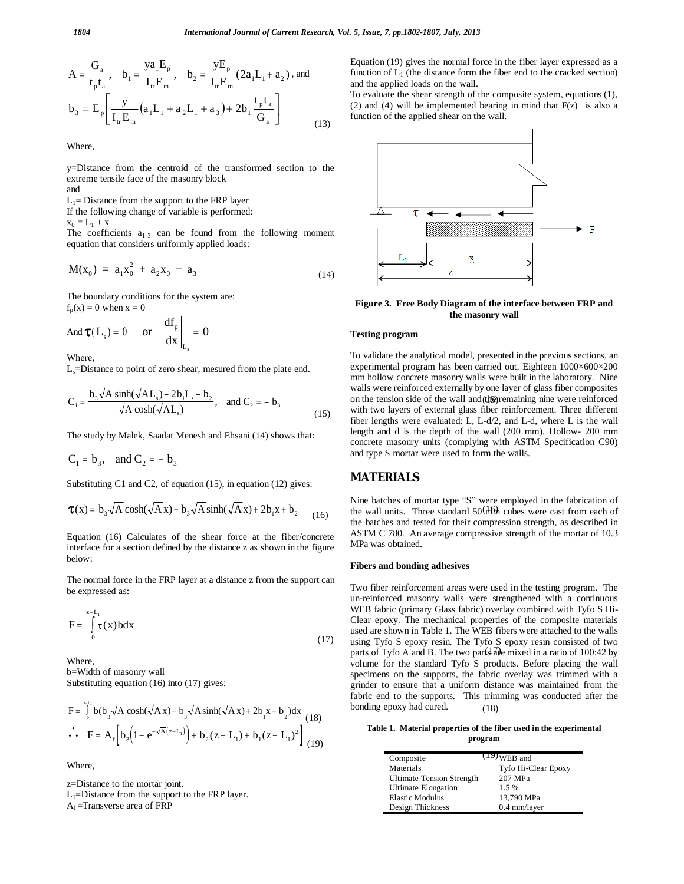$$A = \frac{G_a}{t_p t_a}, \quad b_1 = \frac{y a_1 E_p}{I_{tr} E_m}, \quad b_2 = \frac{y E_p}{I_{tr} E_m}(2a_1 L_1 + a_2), \text{ and}$$

$$b_3 = E_p \left[ \frac{y}{I_{tr} E_m} \left( a_1 L_1 + a_2 L_1 + a_3 \right) + 2b_1 \frac{t_p t_a}{G_a} \right] \tag{13}$$

Where,

y=Distance from the centroid of the transformed section to the extreme tensile face of the masonry block

and

$L_1$= Distance from the support to the FRP layer

If the following change of variable is performed:

$x_0 = L_1 + x$

The coefficients $a_{1-3}$ can be found from the following moment equation that considers uniformly applied loads:

$$M(x_0) = a_1 x_0^2 + a_2 x_0 + a_3 \tag{14}$$

The boundary conditions for the system are:

$f_p(x) = 0$ when $x = 0$

And $\tau(L_s) = 0$ or $\left.\frac{df_p}{dx}\right|_{L_s} = 0$

Where,

$L_s$=Distance to point of zero shear, mesured from the plate end.

$$C_1 = \frac{b_3 \sqrt{A} \sinh(\sqrt{A} L_s) - 2b_1 L_s - b_2}{\sqrt{A} \cosh(\sqrt{A} L_s)}, \quad \text{and } C_2 = -b_3 \tag{15}$$

The study by Malek, Saadat Menesh and Ehsani (14) shows that:

$$C_1 = b_3, \quad \text{and } C_2 = -b_3$$

Substituting C1 and C2, of equation (15), in equation (12) gives:

$$\tau(x) = b_3 \sqrt{A} \cosh(\sqrt{A} x) - b_3 \sqrt{A} \sinh(\sqrt{A} x) + 2b_1 x + b_2 \tag{16}$$

Equation (16) Calculates of the shear force at the fiber/concrete interface for a section defined by the distance z as shown in the figure below:

The normal force in the FRP layer at a distance z from the support can be expressed as:

$$F = \int_0^{z-L_1} \tau(x) b dx \tag{17}$$

Where,

b=Width of masonry wall

Substituting equation (16) into (17) gives:

$$F = \int_0^{z-L_1} b(b_3 \sqrt{A} \cosh(\sqrt{A} x) - b_3 \sqrt{A} \sinh(\sqrt{A} x) + 2b_1 x + b_2) dx \tag{18}$$

$$\therefore \quad F = A_f \left[ b_3 \left( 1 - e^{-\sqrt{A}(z - L_1)} \right) + b_2 (z - L_1) + b_1 (z - L_1)^2 \right] \tag{19}$$

Where,

z=Distance to the mortar joint.

$L_1$=Distance from the support to the FRP layer.

$A_f$ =Transverse area of FRP

Equation (19) gives the normal force in the fiber layer expressed as a function of $L_1$ (the distance form the fiber end to the cracked section) and the applied loads on the wall.

To evaluate the shear strength of the composite system, equations (1), (2) and (4) will be implemented bearing in mind that F(z) is also a function of the applied shear on the wall.

**Figure 3. Free Body Diagram of the interface between FRP and the masonry wall**

### Testing program

To validate the analytical model, presented in the previous sections, an experimental program has been carried out. Eighteen 1000×600×200 mm hollow concrete masonry walls were built in the laboratory. Nine walls were reinforced externally by one layer of glass fiber composites on the tension side of the wall and the remaining nine were reinforced with two layers of external glass fiber reinforcement. Three different fiber lengths were evaluated: L, L-d/2, and L-d, where L is the wall length and d is the depth of the wall (200 mm). Hollow- 200 mm concrete masonry units (complying with ASTM Specification C90) and type S mortar were used to form the walls.

## MATERIALS

Nine batches of mortar type "S" were employed in the fabrication of the wall units. Three standard 50 mm cubes were cast from each of the batches and tested for their compression strength, as described in ASTM C 780. An average compressive strength of the mortar of 10.3 MPa was obtained.

### Fibers and bonding adhesives

Two fiber reinforcement areas were used in the testing program. The un-reinforced masonry walls were strengthened with a continuous WEB fabric (primary Glass fabric) overlay combined with Tyfo S Hi-Clear epoxy. The mechanical properties of the composite materials used are shown in Table 1. The WEB fibers were attached to the walls using Tyfo S epoxy resin. The Tyfo S epoxy resin consisted of two parts of Tyfo A and B. The two parts are mixed in a ratio of 100:42 by volume for the standard Tyfo S products. Before placing the wall specimens on the supports, the fabric overlay was trimmed with a grinder to ensure that a uniform distance was maintained from the fabric end to the supports. This trimming was conducted after the bonding epoxy had cured.

**Table 1. Material properties of the fiber used in the experimental program**

| Composite Materials | WEB and Tyfo Hi-Clear Epoxy |
|---|---|
| Ultimate Tension Strength | 207 MPa |
| Ultimate Elongation | 1.5 % |
| Elastic Modulus | 13,790 MPa |
| Design Thickness | 0.4 mm/layer |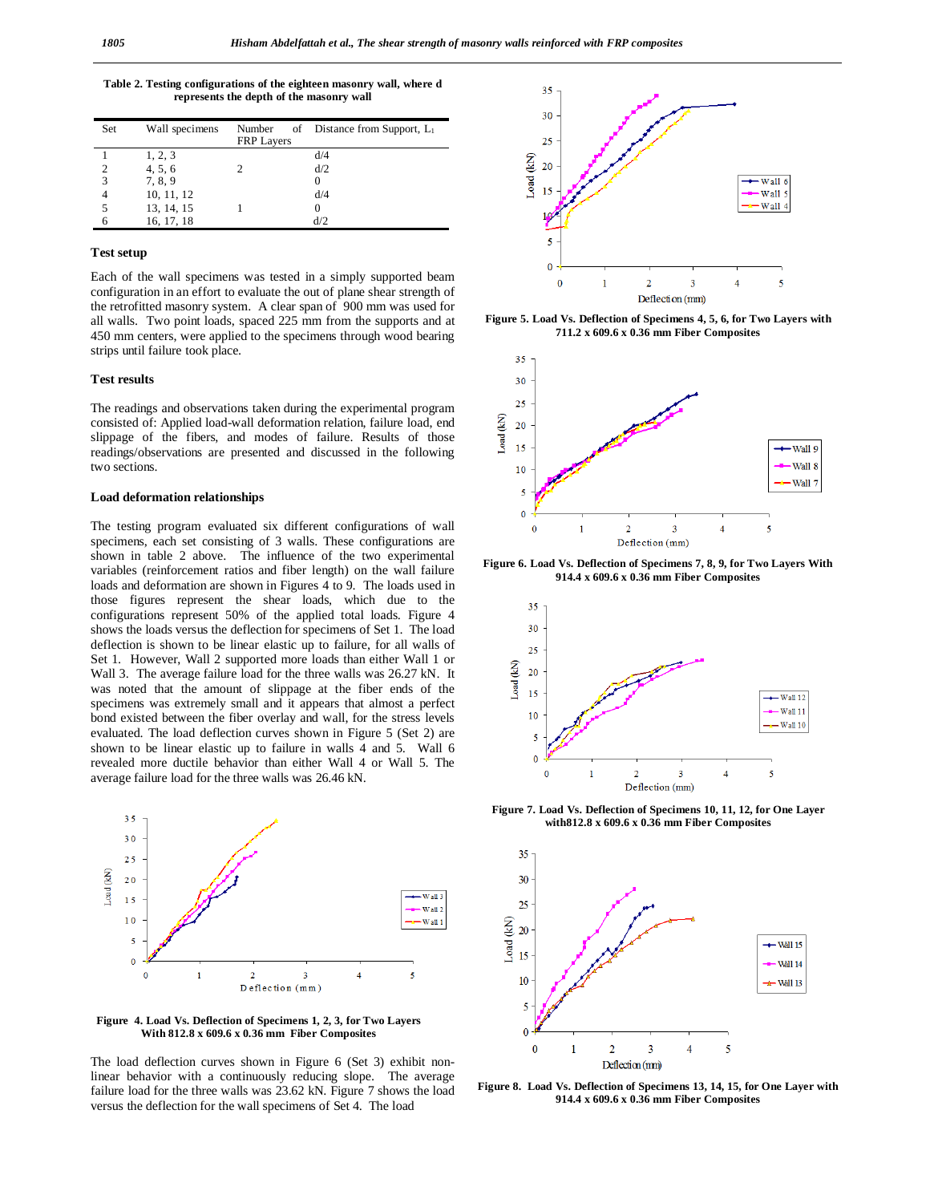**Table 2. Testing configurations of the eighteen masonry wall, where d represents the depth of the masonry wall**

| Set | Wall specimens | Number of FRP Layers | Distance from Support, $L_1$ |
|---|---|---|---|
| 1 | 1, 2, 3 | | d/4 |
| 2 | 4, 5, 6 | 2 | d/2 |
| 3 | 7, 8, 9 | | 0 |
| 4 | 10, 11, 12 | | d/4 |
| 5 | 13, 14, 15 | 1 | 0 |
| 6 | 16, 17, 18 | | d/2 |

### Test setup

Each of the wall specimens was tested in a simply supported beam configuration in an effort to evaluate the out of plane shear strength of the retrofitted masonry system. A clear span of 900 mm was used for all walls. Two point loads, spaced 225 mm from the supports and at 450 mm centers, were applied to the specimens through wood bearing strips until failure took place.

### Test results

The readings and observations taken during the experimental program consisted of: Applied load-wall deformation relation, failure load, end slippage of the fibers, and modes of failure. Results of those readings/observations are presented and discussed in the following two sections.

### Load deformation relationships

The testing program evaluated six different configurations of wall specimens, each set consisting of 3 walls. These configurations are shown in table 2 above. The influence of the two experimental variables (reinforcement ratios and fiber length) on the wall failure loads and deformation are shown in Figures 4 to 9. The loads used in those figures represent the shear loads, which due to the configurations represent 50% of the applied total loads. Figure 4 shows the loads versus the deflection for specimens of Set 1. The load deflection is shown to be linear elastic up to failure, for all walls of Set 1. However, Wall 2 supported more loads than either Wall 1 or Wall 3. The average failure load for the three walls was 26.27 kN. It was noted that the amount of slippage at the fiber ends of the specimens was extremely small and it appears that almost a perfect bond existed between the fiber overlay and wall, for the stress levels evaluated. The load deflection curves shown in Figure 5 (Set 2) are shown to be linear elastic up to failure in walls 4 and 5. Wall 6 revealed more ductile behavior than either Wall 4 or Wall 5. The average failure load for the three walls was 26.46 kN.

**Figure 4. Load Vs. Deflection of Specimens 1, 2, 3, for Two Layers With 812.8 x 609.6 x 0.36 mm Fiber Composites**

The load deflection curves shown in Figure 6 (Set 3) exhibit non-linear behavior with a continuously reducing slope. The average failure load for the three walls was 23.62 kN. Figure 7 shows the load versus the deflection for the wall specimens of Set 4. The load

**Figure 5. Load Vs. Deflection of Specimens 4, 5, 6, for Two Layers with 711.2 x 609.6 x 0.36 mm Fiber Composites**

**Figure 6. Load Vs. Deflection of Specimens 7, 8, 9, for Two Layers With 914.4 x 609.6 x 0.36 mm Fiber Composites**

**Figure 7. Load Vs. Deflection of Specimens 10, 11, 12, for One Layer with812.8 x 609.6 x 0.36 mm Fiber Composites**

**Figure 8. Load Vs. Deflection of Specimens 13, 14, 15, for One Layer with 914.4 x 609.6 x 0.36 mm Fiber Composites**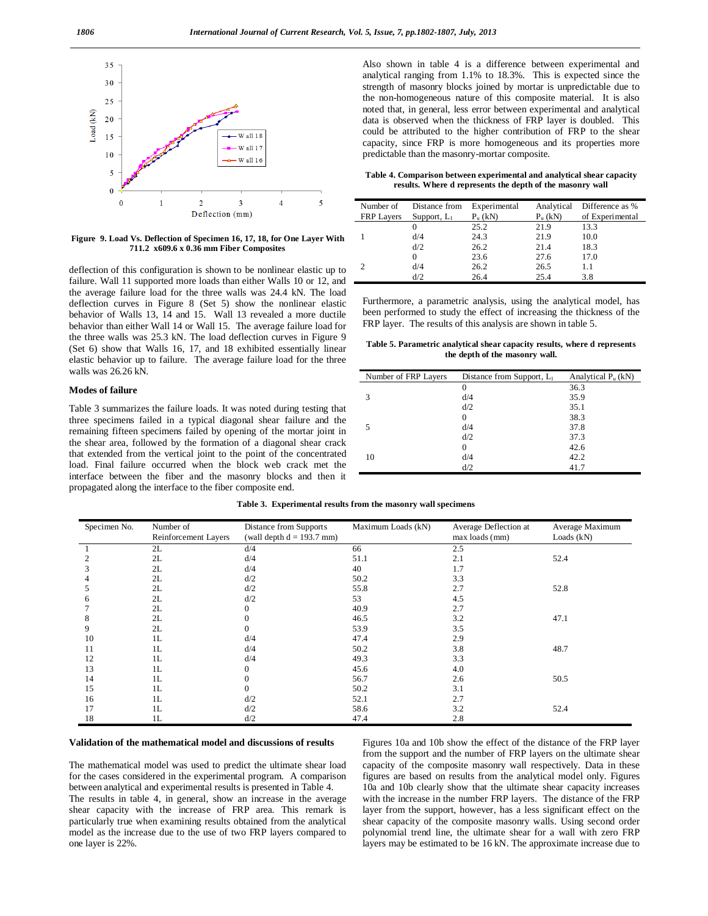Figure 9. Load Vs. Deflection of Specimen 16, 17, 18, for One Layer With 711.2 x609.6 x 0.36 mm Fiber Composites

deflection of this configuration is shown to be nonlinear elastic up to failure. Wall 11 supported more loads than either Walls 10 or 12, and the average failure load for the three walls was 24.4 kN. The load deflection curves in Figure 8 (Set 5) show the nonlinear elastic behavior of Walls 13, 14 and 15. Wall 13 revealed a more ductile behavior than either Wall 14 or Wall 15. The average failure load for the three walls was 25.3 kN. The load deflection curves in Figure 9 (Set 6) show that Walls 16, 17, and 18 exhibited essentially linear elastic behavior up to failure. The average failure load for the three walls was 26.26 kN.

## Modes of failure

Table 3 summarizes the failure loads. It was noted during testing that three specimens failed in a typical diagonal shear failure and the remaining fifteen specimens failed by opening of the mortar joint in the shear area, followed by the formation of a diagonal shear crack that extended from the vertical joint to the point of the concentrated load. Final failure occurred when the block web crack met the interface between the fiber and the masonry blocks and then it propagated along the interface to the fiber composite end.

Also shown in table 4 is a difference between experimental and analytical ranging from 1.1% to 18.3%. This is expected since the strength of masonry blocks joined by mortar is unpredictable due to the non-homogeneous nature of this composite material. It is also noted that, in general, less error between experimental and analytical data is observed when the thickness of FRP layer is doubled. This could be attributed to the higher contribution of FRP to the shear capacity, since FRP is more homogeneous and its properties more predictable than the masonry-mortar composite.

**Table 4. Comparison between experimental and analytical shear capacity results. Where d represents the depth of the masonry wall**

| Number of FRP Layers | Distance from Support, $L_1$ | Experimental $P_u$ (kN) | Analytical $P_u$ (kN) | Difference as % of Experimental |
|---|---|---|---|---|
| 1 | 0 | 25.2 | 21.9 | 13.3 |
| | d/4 | 24.3 | 21.9 | 10.0 |
| | d/2 | 26.2 | 21.4 | 18.3 |
| 2 | 0 | 23.6 | 27.6 | 17.0 |
| | d/4 | 26.2 | 26.5 | 1.1 |
| | d/2 | 26.4 | 25.4 | 3.8 |

Furthermore, a parametric analysis, using the analytical model, has been performed to study the effect of increasing the thickness of the FRP layer. The results of this analysis are shown in table 5.

**Table 5. Parametric analytical shear capacity results, where d represents the depth of the masonry wall.**

| Number of FRP Layers | Distance from Support, $L_1$ | Analytical $P_u$ (kN) |
|---|---|---|
| 3 | 0 | 36.3 |
| | d/4 | 35.9 |
| | d/2 | 35.1 |
| 5 | 0 | 38.3 |
| | d/4 | 37.8 |
| | d/2 | 37.3 |
| 10 | 0 | 42.6 |
| | d/4 | 42.2 |
| | d/2 | 41.7 |

**Table 3. Experimental results from the masonry wall specimens**

| Specimen No. | Number of Reinforcement Layers | Distance from Supports (wall depth d = 193.7 mm) | Maximum Loads (kN) | Average Deflection at max loads (mm) | Average Maximum Loads (kN) |
|---|---|---|---|---|---|
| 1 | 2L | d/4 | 66 | 2.5 | |
| 2 | 2L | d/4 | 51.1 | 2.1 | 52.4 |
| 3 | 2L | d/4 | 40 | 1.7 | |
| 4 | 2L | d/2 | 50.2 | 3.3 | |
| 5 | 2L | d/2 | 55.8 | 2.7 | 52.8 |
| 6 | 2L | d/2 | 53 | 4.5 | |
| 7 | 2L | 0 | 40.9 | 2.7 | |
| 8 | 2L | 0 | 46.5 | 3.2 | 47.1 |
| 9 | 2L | 0 | 53.9 | 3.5 | |
| 10 | 1L | d/4 | 47.4 | 2.9 | |
| 11 | 1L | d/4 | 50.2 | 3.8 | 48.7 |
| 12 | 1L | d/4 | 49.3 | 3.3 | |
| 13 | 1L | 0 | 45.6 | 4.0 | |
| 14 | 1L | 0 | 56.7 | 2.6 | 50.5 |
| 15 | 1L | 0 | 50.2 | 3.1 | |
| 16 | 1L | d/2 | 52.1 | 2.7 | |
| 17 | 1L | d/2 | 58.6 | 3.2 | 52.4 |
| 18 | 1L | d/2 | 47.4 | 2.8 | |

## Validation of the mathematical model and discussions of results

The mathematical model was used to predict the ultimate shear load for the cases considered in the experimental program. A comparison between analytical and experimental results is presented in Table 4.

The results in table 4, in general, show an increase in the average shear capacity with the increase of FRP area. This remark is particularly true when examining results obtained from the analytical model as the increase due to the use of two FRP layers compared to one layer is 22%.

Figures 10a and 10b show the effect of the distance of the FRP layer from the support and the number of FRP layers on the ultimate shear capacity of the composite masonry wall respectively. Data in these figures are based on results from the analytical model only. Figures 10a and 10b clearly show that the ultimate shear capacity increases with the increase in the number FRP layers. The distance of the FRP layer from the support, however, has a less significant effect on the shear capacity of the composite masonry walls. Using second order polynomial trend line, the ultimate shear for a wall with zero FRP layers may be estimated to be 16 kN. The approximate increase due to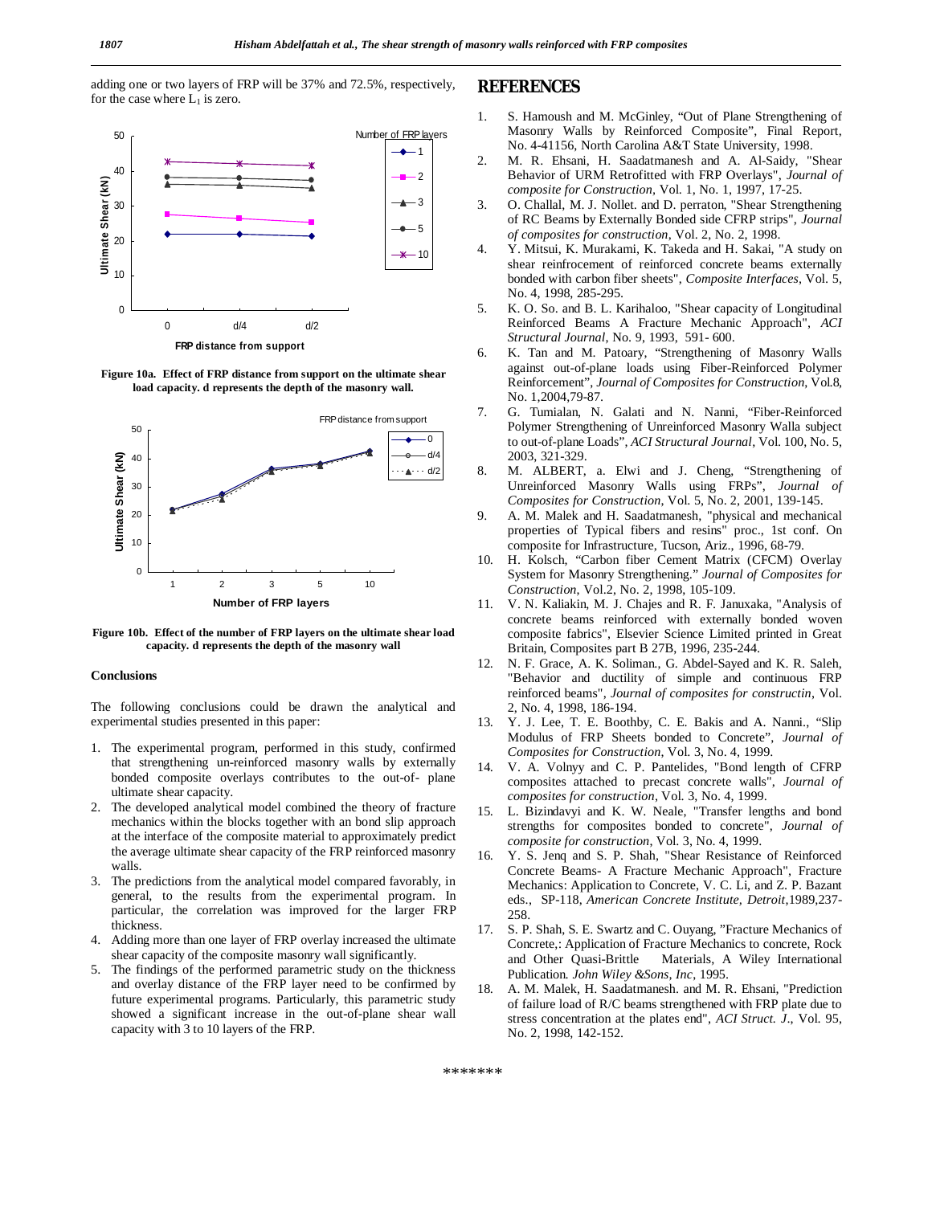adding one or two layers of FRP will be 37% and 72.5%, respectively, for the case where $L_1$ is zero.

Number of FRP layers
1
2
3
5
10
Ultimate Shear (kN)
50
40
30
20
10
0
0
d/4
d/2
FRP distance from support

**Figure 10a. Effect of FRP distance from support on the ultimate shear load capacity. d represents the depth of the masonry wall.**

FRP distance from support
0
d/4
d/2
Ultimate Shear (kN)
50
40
30
20
10
0
1
2
3
5
10
Number of FRP layers

**Figure 10b. Effect of the number of FRP layers on the ultimate shear load capacity. d represents the depth of the masonry wall**

### Conclusions

The following conclusions could be drawn the analytical and experimental studies presented in this paper:

1. The experimental program, performed in this study, confirmed that strengthening un-reinforced masonry walls by externally bonded composite overlays contributes to the out-of- plane ultimate shear capacity.
2. The developed analytical model combined the theory of fracture mechanics within the blocks together with an bond slip approach at the interface of the composite material to approximately predict the average ultimate shear capacity of the FRP reinforced masonry walls.
3. The predictions from the analytical model compared favorably, in general, to the results from the experimental program. In particular, the correlation was improved for the larger FRP thickness.
4. Adding more than one layer of FRP overlay increased the ultimate shear capacity of the composite masonry wall significantly.
5. The findings of the performed parametric study on the thickness and overlay distance of the FRP layer need to be confirmed by future experimental programs. Particularly, this parametric study showed a significant increase in the out-of-plane shear wall capacity with 3 to 10 layers of the FRP.

## REFERENCES

1. S. Hamoush and M. McGinley, "Out of Plane Strengthening of Masonry Walls by Reinforced Composite", Final Report, No. 4-41156, North Carolina A&T State University, 1998.
2. M. R. Ehsani, H. Saadatmanesh and A. Al-Saidy, "Shear Behavior of URM Retrofitted with FRP Overlays", *Journal of composite for Construction*, Vol. 1, No. 1, 1997, 17-25.
3. O. Challal, M. J. Nollet. and D. perraton, "Shear Strengthening of RC Beams by Externally Bonded side CFRP strips", *Journal of composites for construction*, Vol. 2, No. 2, 1998.
4. Y. Mitsui, K. Murakami, K. Takeda and H. Sakai, "A study on shear reinfrocement of reinforced concrete beams externally bonded with carbon fiber sheets", *Composite Interfaces*, Vol. 5, No. 4, 1998, 285-295.
5. K. O. So. and B. L. Karihaloo, "Shear capacity of Longitudinal Reinforced Beams A Fracture Mechanic Approach", *ACI Structural Journal*, No. 9, 1993, 591- 600.
6. K. Tan and M. Patoary, "Strengthening of Masonry Walls against out-of-plane loads using Fiber-Reinforced Polymer Reinforcement", *Journal of Composites for Construction*, Vol.8, No. 1,2004,79-87.
7. G. Tumialan, N. Galati and N. Nanni, "Fiber-Reinforced Polymer Strengthening of Unreinforced Masonry Walla subject to out-of-plane Loads", *ACI Structural Journal*, Vol. 100, No. 5, 2003, 321-329.
8. M. ALBERT, a. Elwi and J. Cheng, "Strengthening of Unreinforced Masonry Walls using FRPs", *Journal of Composites for Construction*, Vol. 5, No. 2, 2001, 139-145.
9. A. M. Malek and H. Saadatmanesh, "physical and mechanical properties of Typical fibers and resins" proc., 1st conf. On composite for Infrastructure, Tucson, Ariz., 1996, 68-79.
10. H. Kolsch, "Carbon fiber Cement Matrix (CFCM) Overlay System for Masonry Strengthening." *Journal of Composites for Construction*, Vol.2, No. 2, 1998, 105-109.
11. V. N. Kaliakin, M. J. Chajes and R. F. Januxaka, "Analysis of concrete beams reinforced with externally bonded woven composite fabrics", Elsevier Science Limited printed in Great Britain, Composites part B 27B, 1996, 235-244.
12. N. F. Grace, A. K. Soliman., G. Abdel-Sayed and K. R. Saleh, "Behavior and ductility of simple and continuous FRP reinforced beams", *Journal of composites for constructin*, Vol. 2, No. 4, 1998, 186-194.
13. Y. J. Lee, T. E. Boothby, C. E. Bakis and A. Nanni., "Slip Modulus of FRP Sheets bonded to Concrete", *Journal of Composites for Construction*, Vol. 3, No. 4, 1999.
14. V. A. Volnyy and C. P. Pantelides, "Bond length of CFRP composites attached to precast concrete walls", *Journal of composites for construction*, Vol. 3, No. 4, 1999.
15. L. Bizindavyi and K. W. Neale, "Transfer lengths and bond strengths for composites bonded to concrete", *Journal of composite for construction*, Vol. 3, No. 4, 1999.
16. Y. S. Jenq and S. P. Shah, "Shear Resistance of Reinforced Concrete Beams- A Fracture Mechanic Approach", Fracture Mechanics: Application to Concrete, V. C. Li, and Z. P. Bazant eds., SP-118, *American Concrete Institute, Detroit*,1989,237-258.
17. S. P. Shah, S. E. Swartz and C. Ouyang, "Fracture Mechanics of Concrete,: Application of Fracture Mechanics to concrete, Rock and Other Quasi-Brittle Materials, A Wiley International Publication. *John Wiley &Sons, Inc*, 1995.
18. A. M. Malek, H. Saadatmanesh. and M. R. Ehsani, "Prediction of failure load of R/C beams strengthened with FRP plate due to stress concentration at the plates end", *ACI Struct. J*., Vol. 95, No. 2, 1998, 142-152.

\*\*\*\*\*\*\*